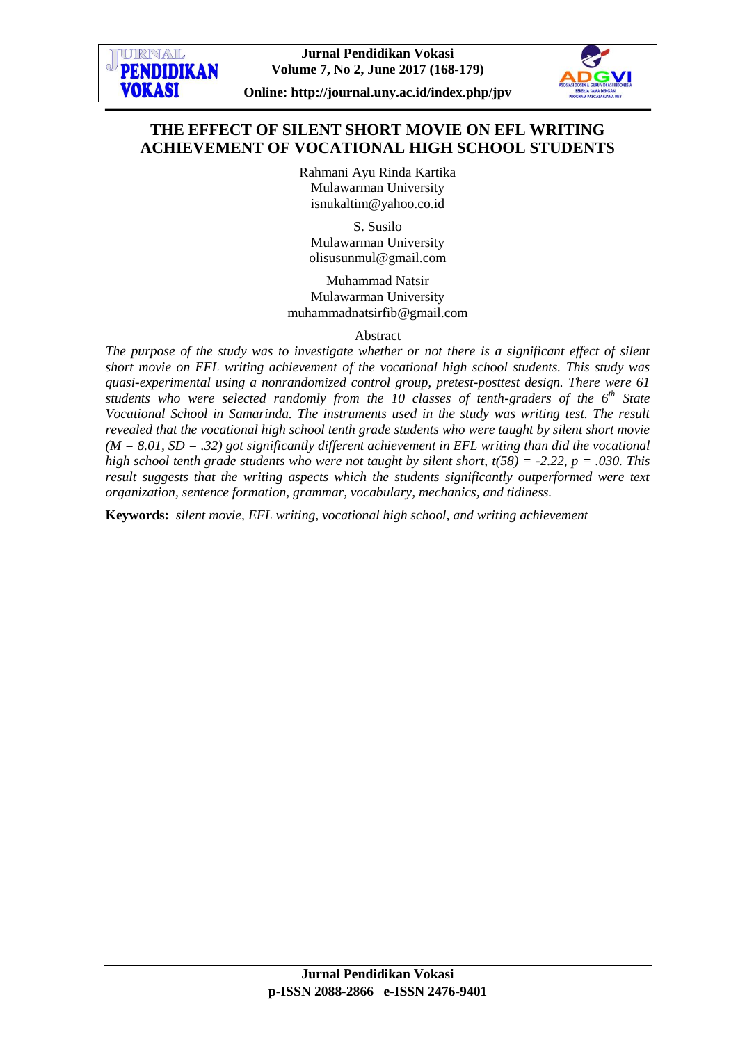# THE EFFECT OF SILENT SHORT MOVIE ON EFL WRITING ACHIEVEMENT OF VOCATIONAL HIGH SCHOOL STUDENTS

Rahmani Ayu Rinda Kartika
Mulawarman University
isnukaltim@yahoo.co.id

S. Susilo
Mulawarman University
olisusunmul@gmail.com

Muhammad Natsir
Mulawarman University
muhammadnatsirfib@gmail.com

Abstract

*The purpose of the study was to investigate whether or not there is a significant effect of silent short movie on EFL writing achievement of the vocational high school students. This study was quasi-experimental using a nonrandomized control group, pretest-posttest design. There were 61 students who were selected randomly from the 10 classes of tenth-graders of the 6th State Vocational School in Samarinda. The instruments used in the study was writing test. The result revealed that the vocational high school tenth grade students who were taught by silent short movie ($M = 8.01$, $SD = .32$) got significantly different achievement in EFL writing than did the vocational high school tenth grade students who were not taught by silent short, $t(58) = -2.22$, $p = .030$. This result suggests that the writing aspects which the students significantly outperformed were text organization, sentence formation, grammar, vocabulary, mechanics, and tidiness.*

**Keywords:** *silent movie, EFL writing, vocational high school, and writing achievement*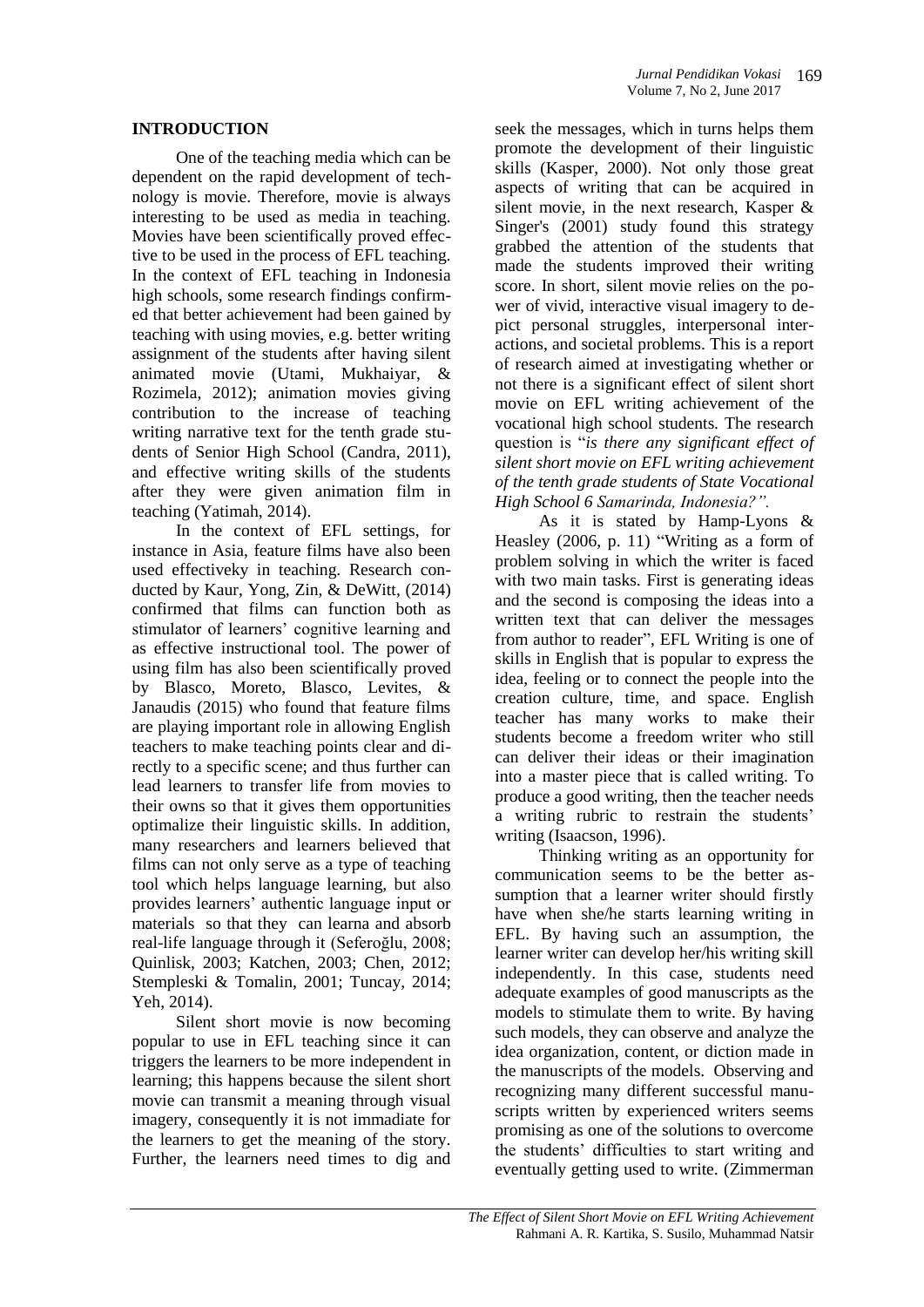## INTRODUCTION

One of the teaching media which can be dependent on the rapid development of technology is movie. Therefore, movie is always interesting to be used as media in teaching. Movies have been scientifically proved effective to be used in the process of EFL teaching. In the context of EFL teaching in Indonesia high schools, some research findings confirmed that better achievement had been gained by teaching with using movies, e.g. better writing assignment of the students after having silent animated movie (Utami, Mukhaiyar, & Rozimela, 2012); animation movies giving contribution to the increase of teaching writing narrative text for the tenth grade students of Senior High School (Candra, 2011), and effective writing skills of the students after they were given animation film in teaching (Yatimah, 2014).

In the context of EFL settings, for instance in Asia, feature films have also been used effectiveky in teaching. Research conducted by Kaur, Yong, Zin, & DeWitt, (2014) confirmed that films can function both as stimulator of learners' cognitive learning and as effective instructional tool. The power of using film has also been scientifically proved by Blasco, Moreto, Blasco, Levites, & Janaudis (2015) who found that feature films are playing important role in allowing English teachers to make teaching points clear and directly to a specific scene; and thus further can lead learners to transfer life from movies to their owns so that it gives them opportunities optimalize their linguistic skills. In addition, many researchers and learners believed that films can not only serve as a type of teaching tool which helps language learning, but also provides learners' authentic language input or materials so that they can learna and absorb real-life language through it (Seferoğlu, 2008; Quinlisk, 2003; Katchen, 2003; Chen, 2012; Stempleski & Tomalin, 2001; Tuncay, 2014; Yeh, 2014).

Silent short movie is now becoming popular to use in EFL teaching since it can triggers the learners to be more independent in learning; this happens because the silent short movie can transmit a meaning through visual imagery, consequently it is not immadiate for the learners to get the meaning of the story. Further, the learners need times to dig and seek the messages, which in turns helps them promote the development of their linguistic skills (Kasper, 2000). Not only those great aspects of writing that can be acquired in silent movie, in the next research, Kasper & Singer's (2001) study found this strategy grabbed the attention of the students that made the students improved their writing score. In short, silent movie relies on the power of vivid, interactive visual imagery to depict personal struggles, interpersonal interactions, and societal problems. This is a report of research aimed at investigating whether or not there is a significant effect of silent short movie on EFL writing achievement of the vocational high school students. The research question is "*is there any significant effect of silent short movie on EFL writing achievement of the tenth grade students of State Vocational High School 6 Samarinda, Indonesia?".*

As it is stated by Hamp-Lyons & Heasley (2006, p. 11) "Writing as a form of problem solving in which the writer is faced with two main tasks. First is generating ideas and the second is composing the ideas into a written text that can deliver the messages from author to reader", EFL Writing is one of skills in English that is popular to express the idea, feeling or to connect the people into the creation culture, time, and space. English teacher has many works to make their students become a freedom writer who still can deliver their ideas or their imagination into a master piece that is called writing. To produce a good writing, then the teacher needs a writing rubric to restrain the students' writing (Isaacson, 1996).

Thinking writing as an opportunity for communication seems to be the better assumption that a learner writer should firstly have when she/he starts learning writing in EFL. By having such an assumption, the learner writer can develop her/his writing skill independently. In this case, students need adequate examples of good manuscripts as the models to stimulate them to write. By having such models, they can observe and analyze the idea organization, content, or diction made in the manuscripts of the models. Observing and recognizing many different successful manuscripts written by experienced writers seems promising as one of the solutions to overcome the students' difficulties to start writing and eventually getting used to write. (Zimmerman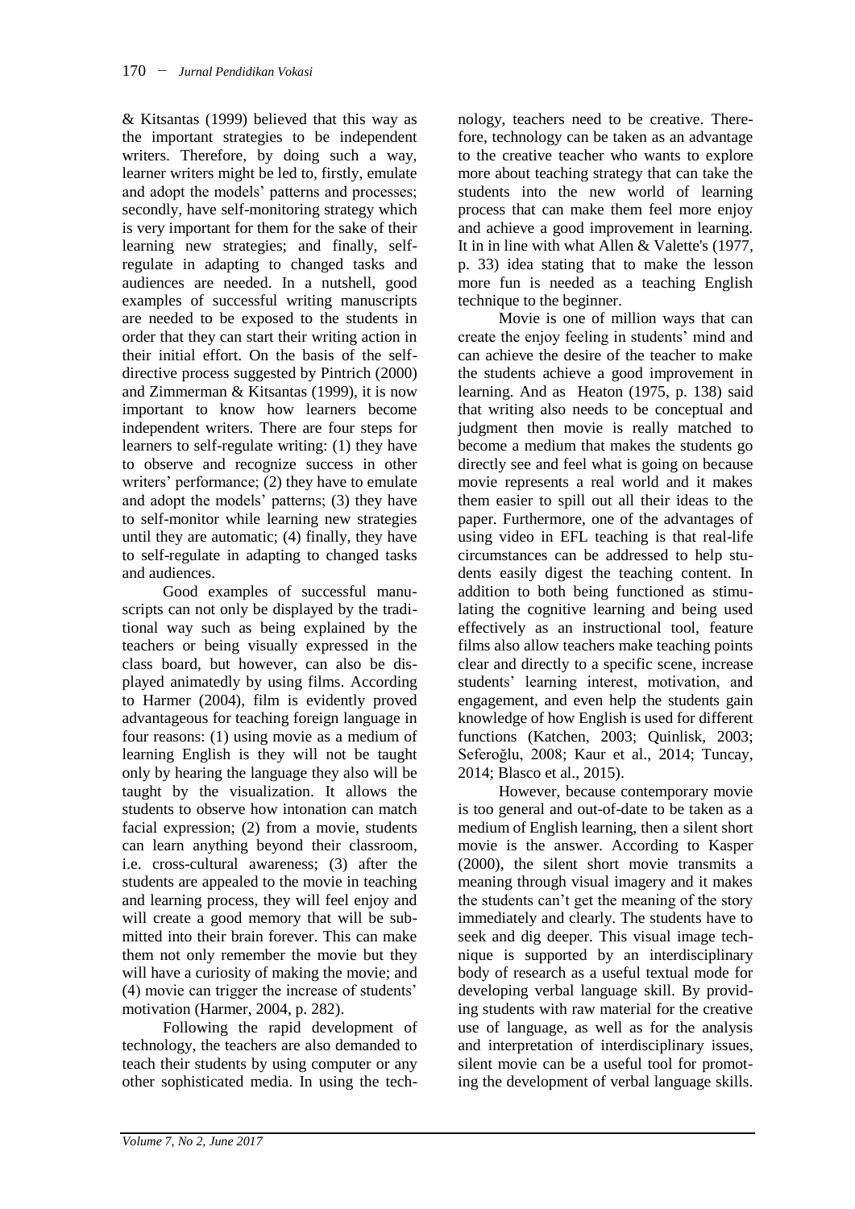& Kitsantas (1999) believed that this way as the important strategies to be independent writers. Therefore, by doing such a way, learner writers might be led to, firstly, emulate and adopt the models' patterns and processes; secondly, have self-monitoring strategy which is very important for them for the sake of their learning new strategies; and finally, self-regulate in adapting to changed tasks and audiences are needed. In a nutshell, good examples of successful writing manuscripts are needed to be exposed to the students in order that they can start their writing action in their initial effort. On the basis of the self-directive process suggested by Pintrich (2000) and Zimmerman & Kitsantas (1999), it is now important to know how learners become independent writers. There are four steps for learners to self-regulate writing: (1) they have to observe and recognize success in other writers' performance; (2) they have to emulate and adopt the models' patterns; (3) they have to self-monitor while learning new strategies until they are automatic; (4) finally, they have to self-regulate in adapting to changed tasks and audiences.

Good examples of successful manuscripts can not only be displayed by the traditional way such as being explained by the teachers or being visually expressed in the class board, but however, can also be displayed animatedly by using films. According to Harmer (2004), film is evidently proved advantageous for teaching foreign language in four reasons: (1) using movie as a medium of learning English is they will not be taught only by hearing the language they also will be taught by the visualization. It allows the students to observe how intonation can match facial expression; (2) from a movie, students can learn anything beyond their classroom, i.e. cross-cultural awareness; (3) after the students are appealed to the movie in teaching and learning process, they will feel enjoy and will create a good memory that will be submitted into their brain forever. This can make them not only remember the movie but they will have a curiosity of making the movie; and (4) movie can trigger the increase of students' motivation (Harmer, 2004, p. 282).

Following the rapid development of technology, the teachers are also demanded to teach their students by using computer or any other sophisticated media. In using the technology, teachers need to be creative. Therefore, technology can be taken as an advantage to the creative teacher who wants to explore more about teaching strategy that can take the students into the new world of learning process that can make them feel more enjoy and achieve a good improvement in learning. It in in line with what Allen & Valette's (1977, p. 33) idea stating that to make the lesson more fun is needed as a teaching English technique to the beginner.

Movie is one of million ways that can create the enjoy feeling in students' mind and can achieve the desire of the teacher to make the students achieve a good improvement in learning. And as Heaton (1975, p. 138) said that writing also needs to be conceptual and judgment then movie is really matched to become a medium that makes the students go directly see and feel what is going on because movie represents a real world and it makes them easier to spill out all their ideas to the paper. Furthermore, one of the advantages of using video in EFL teaching is that real-life circumstances can be addressed to help students easily digest the teaching content. In addition to both being functioned as stimulating the cognitive learning and being used effectively as an instructional tool, feature films also allow teachers make teaching points clear and directly to a specific scene, increase students' learning interest, motivation, and engagement, and even help the students gain knowledge of how English is used for different functions (Katchen, 2003; Quinlisk, 2003; Seferoğlu, 2008; Kaur et al., 2014; Tuncay, 2014; Blasco et al., 2015).

However, because contemporary movie is too general and out-of-date to be taken as a medium of English learning, then a silent short movie is the answer. According to Kasper (2000), the silent short movie transmits a meaning through visual imagery and it makes the students can't get the meaning of the story immediately and clearly. The students have to seek and dig deeper. This visual image technique is supported by an interdisciplinary body of research as a useful textual mode for developing verbal language skill. By providing students with raw material for the creative use of language, as well as for the analysis and interpretation of interdisciplinary issues, silent movie can be a useful tool for promoting the development of verbal language skills.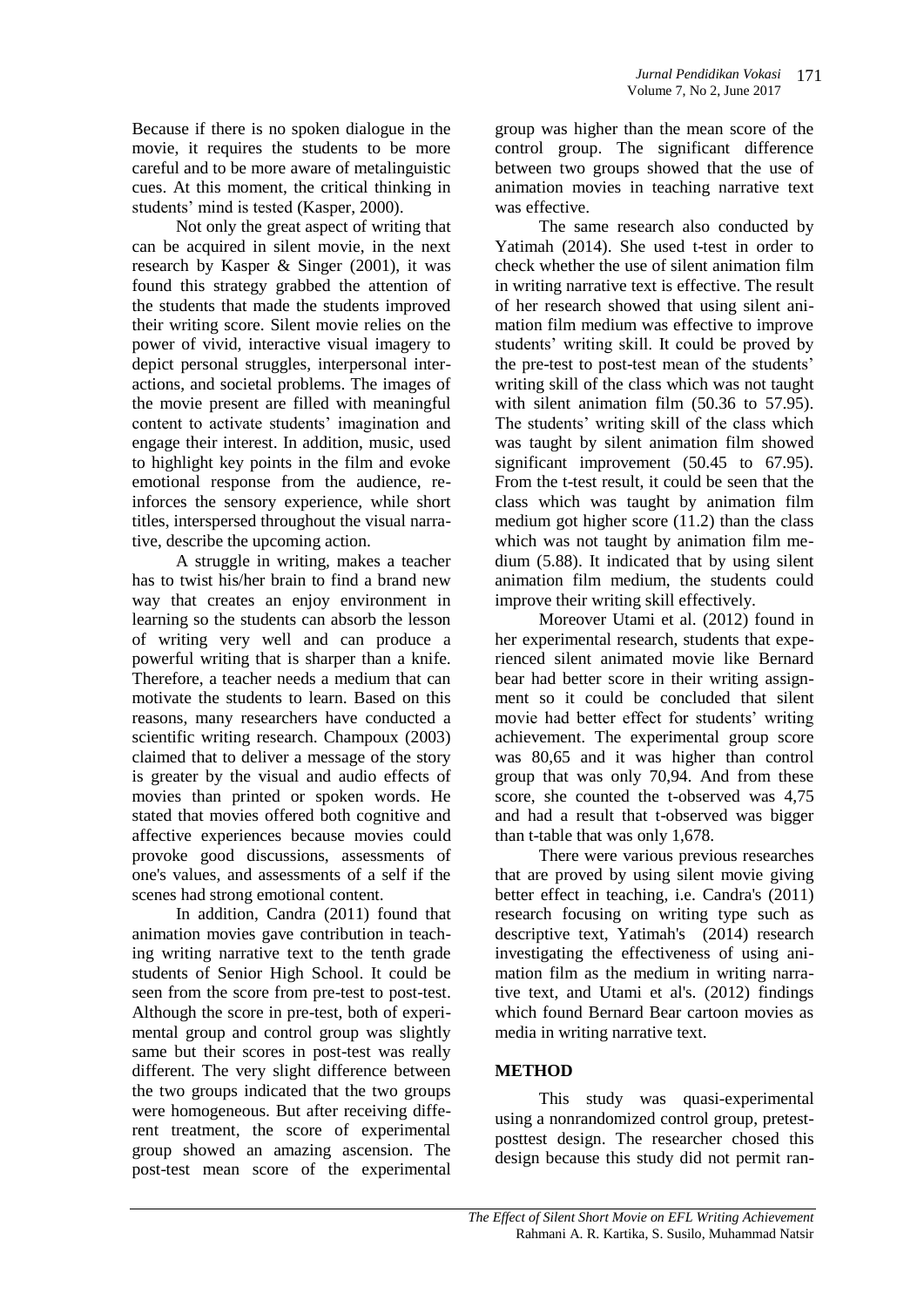Because if there is no spoken dialogue in the movie, it requires the students to be more careful and to be more aware of metalinguistic cues. At this moment, the critical thinking in students' mind is tested (Kasper, 2000).

Not only the great aspect of writing that can be acquired in silent movie, in the next research by Kasper & Singer (2001), it was found this strategy grabbed the attention of the students that made the students improved their writing score. Silent movie relies on the power of vivid, interactive visual imagery to depict personal struggles, interpersonal interactions, and societal problems. The images of the movie present are filled with meaningful content to activate students' imagination and engage their interest. In addition, music, used to highlight key points in the film and evoke emotional response from the audience, reinforces the sensory experience, while short titles, interspersed throughout the visual narrative, describe the upcoming action.

A struggle in writing, makes a teacher has to twist his/her brain to find a brand new way that creates an enjoy environment in learning so the students can absorb the lesson of writing very well and can produce a powerful writing that is sharper than a knife. Therefore, a teacher needs a medium that can motivate the students to learn. Based on this reasons, many researchers have conducted a scientific writing research. Champoux (2003) claimed that to deliver a message of the story is greater by the visual and audio effects of movies than printed or spoken words. He stated that movies offered both cognitive and affective experiences because movies could provoke good discussions, assessments of one's values, and assessments of a self if the scenes had strong emotional content.

In addition, Candra (2011) found that animation movies gave contribution in teaching writing narrative text to the tenth grade students of Senior High School. It could be seen from the score from pre-test to post-test. Although the score in pre-test, both of experimental group and control group was slightly same but their scores in post-test was really different. The very slight difference between the two groups indicated that the two groups were homogeneous. But after receiving different treatment, the score of experimental group showed an amazing ascension. The post-test mean score of the experimental group was higher than the mean score of the control group. The significant difference between two groups showed that the use of animation movies in teaching narrative text was effective.

The same research also conducted by Yatimah (2014). She used t-test in order to check whether the use of silent animation film in writing narrative text is effective. The result of her research showed that using silent animation film medium was effective to improve students' writing skill. It could be proved by the pre-test to post-test mean of the students' writing skill of the class which was not taught with silent animation film (50.36 to 57.95). The students' writing skill of the class which was taught by silent animation film showed significant improvement (50.45 to 67.95). From the t-test result, it could be seen that the class which was taught by animation film medium got higher score (11.2) than the class which was not taught by animation film medium (5.88). It indicated that by using silent animation film medium, the students could improve their writing skill effectively.

Moreover Utami et al. (2012) found in her experimental research, students that experienced silent animated movie like Bernard bear had better score in their writing assignment so it could be concluded that silent movie had better effect for students' writing achievement. The experimental group score was 80,65 and it was higher than control group that was only 70,94. And from these score, she counted the t-observed was 4,75 and had a result that t-observed was bigger than t-table that was only 1,678.

There were various previous researches that are proved by using silent movie giving better effect in teaching, i.e. Candra's (2011) research focusing on writing type such as descriptive text, Yatimah's (2014) research investigating the effectiveness of using animation film as the medium in writing narrative text, and Utami et al's. (2012) findings which found Bernard Bear cartoon movies as media in writing narrative text.

## METHOD

This study was quasi-experimental using a nonrandomized control group, pretest-posttest design. The researcher chosed this design because this study did not permit ran-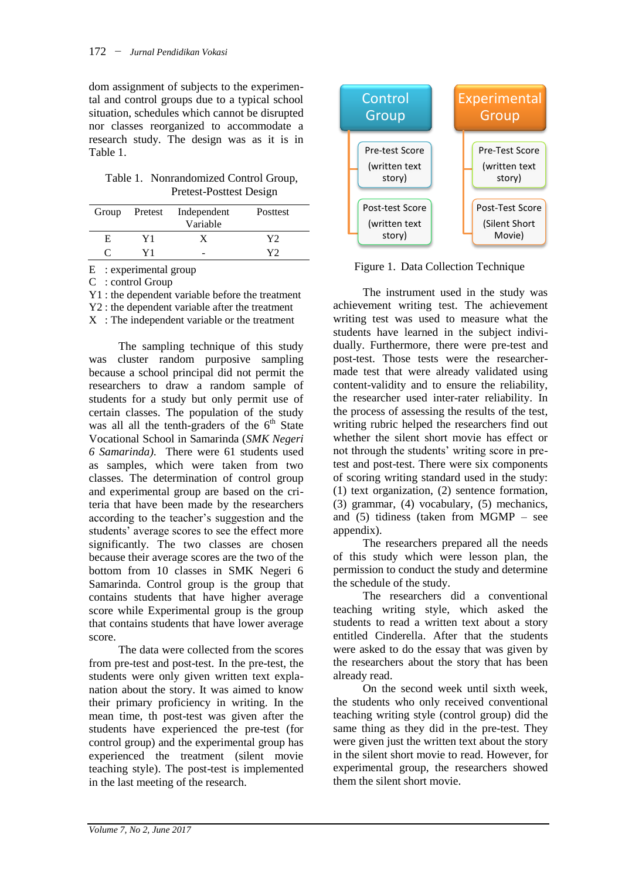dom assignment of subjects to the experimental and control groups due to a typical school situation, schedules which cannot be disrupted nor classes reorganized to accommodate a research study. The design was as it is in Table 1.

Table 1. Nonrandomized Control Group, Pretest-Posttest Design

| Group | Pretest | Independent Variable | Posttest |
|---|---|---|---|
| E | Y1 | X | Y2 |
| C | Y1 | - | Y2 |

E : experimental group
C : control Group
Y1 : the dependent variable before the treatment
Y2 : the dependent variable after the treatment
X : The independent variable or the treatment

The sampling technique of this study was cluster random purposive sampling because a school principal did not permit the researchers to draw a random sample of students for a study but only permit use of certain classes. The population of the study was all all the tenth-graders of the 6th State Vocational School in Samarinda (*SMK Negeri 6 Samarinda)*. There were 61 students used as samples, which were taken from two classes. The determination of control group and experimental group are based on the criteria that have been made by the researchers according to the teacher's suggestion and the students' average scores to see the effect more significantly. The two classes are chosen because their average scores are the two of the bottom from 10 classes in SMK Negeri 6 Samarinda. Control group is the group that contains students that have higher average score while Experimental group is the group that contains students that have lower average score.

The data were collected from the scores from pre-test and post-test. In the pre-test, the students were only given written text explanation about the story. It was aimed to know their primary proficiency in writing. In the mean time, th post-test was given after the students have experienced the pre-test (for control group) and the experimental group has experienced the treatment (silent movie teaching style). The post-test is implemented in the last meeting of the research.

| Control Group | Experimental Group |
|---|---|
| Pre-test Score (written text story) | Pre-Test Score (written text story) |
| Post-test Score (written text story) | Post-Test Score (Silent Short Movie) |

Figure 1. Data Collection Technique

The instrument used in the study was achievement writing test. The achievement writing test was used to measure what the students have learned in the subject individually. Furthermore, there were pre-test and post-test. Those tests were the researcher-made test that were already validated using content-validity and to ensure the reliability, the researcher used inter-rater reliability. In the process of assessing the results of the test, writing rubric helped the researchers find out whether the silent short movie has effect or not through the students' writing score in pre-test and post-test. There were six components of scoring writing standard used in the study: (1) text organization, (2) sentence formation, (3) grammar, (4) vocabulary, (5) mechanics, and (5) tidiness (taken from MGMP – see appendix).

The researchers prepared all the needs of this study which were lesson plan, the permission to conduct the study and determine the schedule of the study.

The researchers did a conventional teaching writing style, which asked the students to read a written text about a story entitled Cinderella. After that the students were asked to do the essay that was given by the researchers about the story that has been already read.

On the second week until sixth week, the students who only received conventional teaching writing style (control group) did the same thing as they did in the pre-test. They were given just the written text about the story in the silent short movie to read. However, for experimental group, the researchers showed them the silent short movie.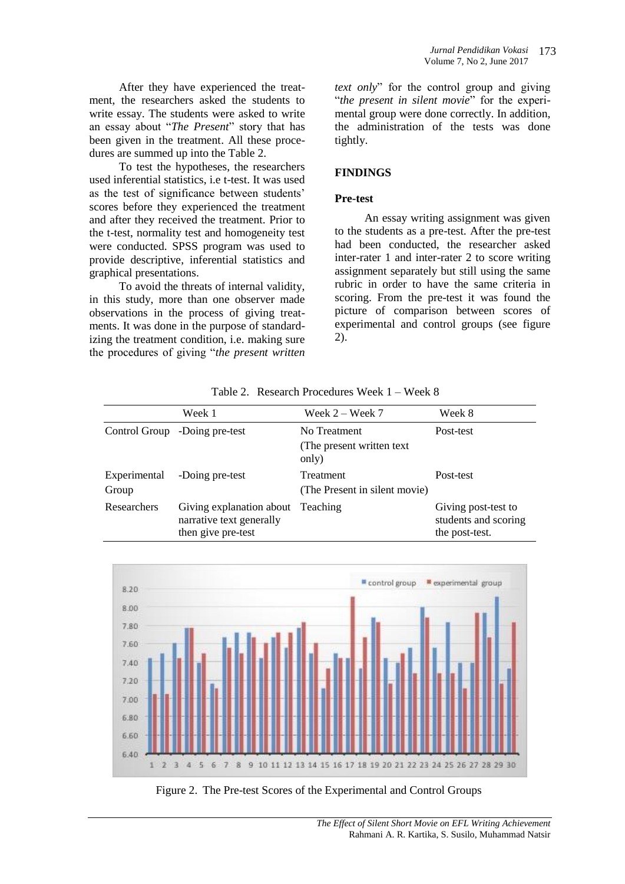After they have experienced the treatment, the researchers asked the students to write essay. The students were asked to write an essay about "*The Present*" story that has been given in the treatment. All these procedures are summed up into the Table 2.

To test the hypotheses, the researchers used inferential statistics, i.e t-test. It was used as the test of significance between students' scores before they experienced the treatment and after they received the treatment. Prior to the t-test, normality test and homogeneity test were conducted. SPSS program was used to provide descriptive, inferential statistics and graphical presentations.

To avoid the threats of internal validity, in this study, more than one observer made observations in the process of giving treatments. It was done in the purpose of standardizing the treatment condition, i.e. making sure the procedures of giving "*the present written text only*" for the control group and giving "*the present in silent movie*" for the experimental group were done correctly. In addition, the administration of the tests was done tightly.

## FINDINGS

### Pre-test

An essay writing assignment was given to the students as a pre-test. After the pre-test had been conducted, the researcher asked inter-rater 1 and inter-rater 2 to score writing assignment separately but still using the same rubric in order to have the same criteria in scoring. From the pre-test it was found the picture of comparison between scores of experimental and control groups (see figure 2).

Table 2. Research Procedures Week 1 – Week 8

| | Week 1 | Week 2 – Week 7 | Week 8 |
|---|---|---|---|
| Control Group | -Doing pre-test | No Treatment (The present written text only) | Post-test |
| Experimental Group | -Doing pre-test | Treatment (The Present in silent movie) | Post-test |
| Researchers | Giving explanation about narrative text generally then give pre-test | Teaching | Giving post-test to students and scoring the post-test. |

Figure 2. The Pre-test Scores of the Experimental and Control Groups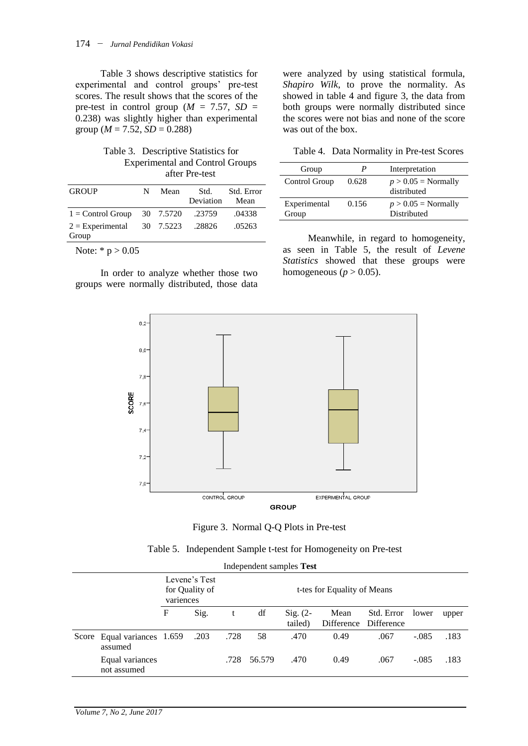Table 3 shows descriptive statistics for experimental and control groups' pre-test scores. The result shows that the scores of the pre-test in control group ($M$ = 7.57, $SD$ = 0.238) was slightly higher than experimental group ($M$ = 7.52, $SD$ = 0.288)

Table 3. Descriptive Statistics for Experimental and Control Groups after Pre-test

| GROUP | N | Mean | Std. Deviation | Std. Error Mean |
|---|---|---|---|---|
| 1 = Control Group | 30 | 7.5720 | .23759 | .04338 |
| 2 = Experimental Group | 30 | 7.5223 | .28826 | .05263 |

Note: * $p > 0.05$

In order to analyze whether those two groups were normally distributed, those data were analyzed by using statistical formula, *Shapiro Wilk*, to prove the normality. As showed in table 4 and figure 3, the data from both groups were normally distributed since the scores were not bias and none of the score was out of the box.

Table 4. Data Normality in Pre-test Scores

| Group | *P* | Interpretation |
|---|---|---|
| Control Group | 0.628 | $p > 0.05$ = Normally distributed |
| Experimental Group | 0.156 | $p > 0.05$ = Normally Distributed |

Meanwhile, in regard to homogeneity, as seen in Table 5, the result of *Levene Statistics* showed that these groups were homogeneous ($p > 0.05$).

Figure 3. Normal Q-Q Plots in Pre-test

Table 5. Independent Sample t-test for Homogeneity on Pre-test

Independent samples **Test**

| | | Levene's Test for Quality of variences | | t-tes for Equality of Means | | | | | | |
|---|---|---|---|---|---|---|---|---|---|---|
| | | F | Sig. | t | df | Sig. (2-tailed) | Mean Difference | Std. Error Difference | lower | upper |
| Score | Equal variances assumed | 1.659 | .203 | .728 | 58 | .470 | 0.49 | .067 | -.085 | .183 |
| | Equal variances not assumed | | | .728 | 56.579 | .470 | 0.49 | .067 | -.085 | .183 |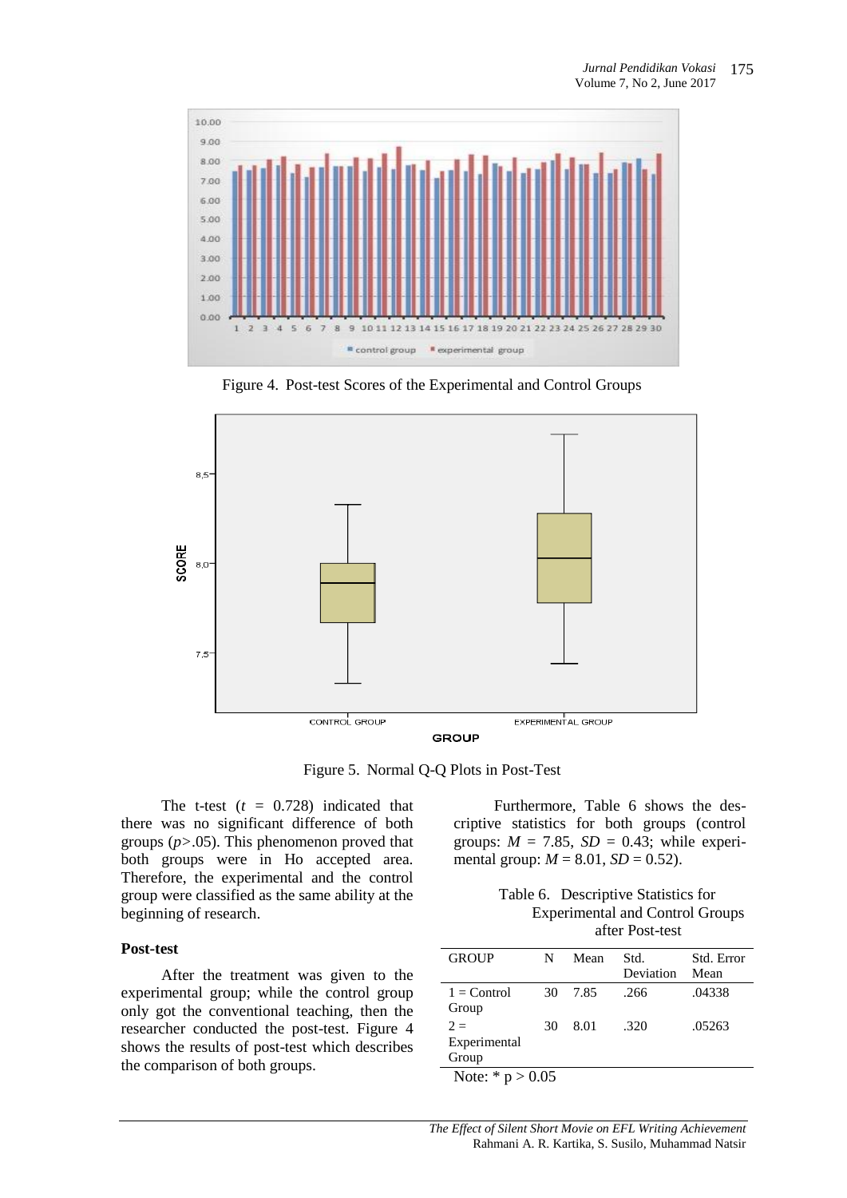Figure 4. Post-test Scores of the Experimental and Control Groups

Figure 5. Normal Q-Q Plots in Post-Test

The t-test ($t$ = 0.728) indicated that there was no significant difference of both groups ($p$>.05). This phenomenon proved that both groups were in Ho accepted area. Therefore, the experimental and the control group were classified as the same ability at the beginning of research.

**Post-test**

After the treatment was given to the experimental group; while the control group only got the conventional teaching, then the researcher conducted the post-test. Figure 4 shows the results of post-test which describes the comparison of both groups.

Furthermore, Table 6 shows the descriptive statistics for both groups (control groups: $M$ = 7.85, $SD$ = 0.43; while experimental group: $M$ = 8.01, $SD$ = 0.52).

Table 6. Descriptive Statistics for Experimental and Control Groups after Post-test

| GROUP | N | Mean | Std. Deviation | Std. Error Mean |
|---|---|---|---|---|
| 1 = Control Group | 30 | 7.85 | .266 | .04338 |
| 2 = Experimental Group | 30 | 8.01 | .320 | .05263 |

Note: * p > 0.05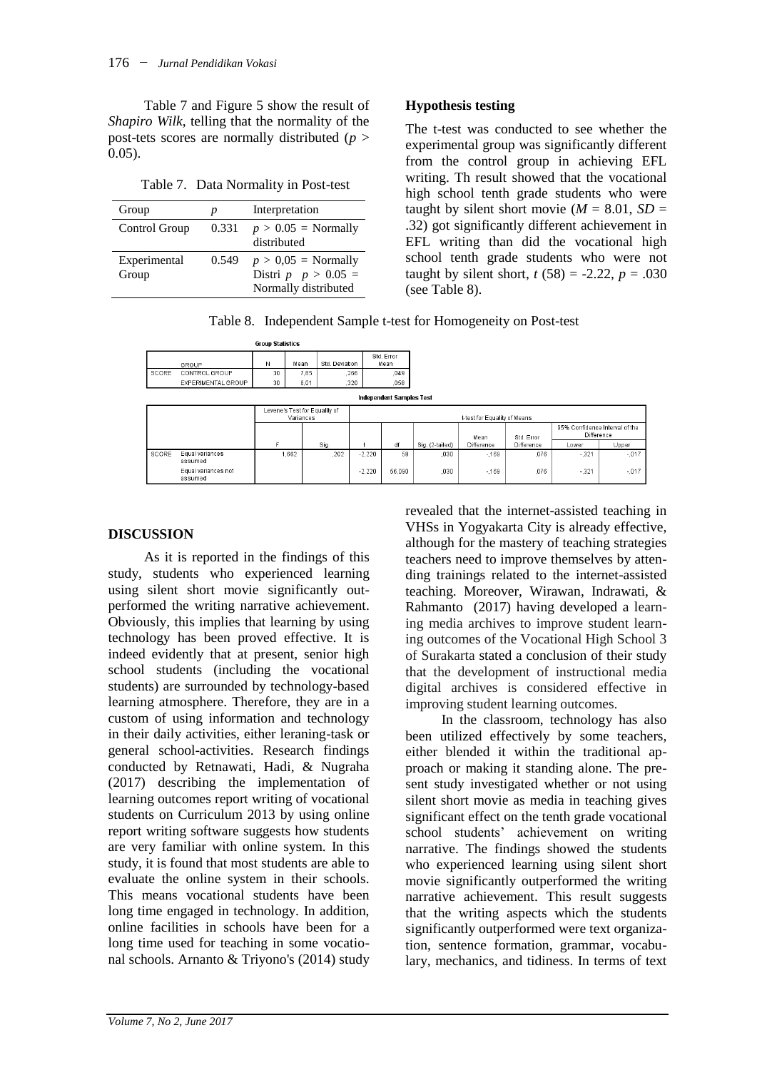Table 7 and Figure 5 show the result of *Shapiro Wilk*, telling that the normality of the post-tets scores are normally distributed ($p > 0.05$).

Table 7. Data Normality in Post-test

| Group | *p* | Interpretation |
|---|---|---|
| Control Group | 0.331 | $p > 0.05$ = Normally distributed |
| Experimental Group | 0.549 | $p > 0,05$ = Normally Distri *p* $p > 0.05$ = Normally distributed |

## Hypothesis testing

The t-test was conducted to see whether the experimental group was significantly different from the control group in achieving EFL writing. Th result showed that the vocational high school tenth grade students who were taught by silent short movie ($M = 8.01$, $SD = .32$) got significantly different achievement in EFL writing than did the vocational high school tenth grade students who were not taught by silent short, $t\ (58) = -2.22$, $p = .030$ (see Table 8).

Table 8. Independent Sample t-test for Homogeneity on Post-test

**Group Statistics**

| | GROUP | N | Mean | Std. Deviation | Std. Error Mean |
|---|---|---|---|---|---|
| SCORE | CONTROL GROUP | 30 | 7,85 | ,266 | ,049 |
| | EXPERIMENTAL GROUP | 30 | 8,01 | ,320 | ,058 |

**Independent Samples Test**

| | | Levene's Test for Equality of Variances | | t-test for Equality of Means | | | | | | |
|---|---|---|---|---|---|---|---|---|---|---|
| | | | | | | | | | 95% Confidence Interval of the Difference | |
| | | F | Sig. | t | df | Sig. (2-tailed) | Mean Difference | Std. Error Difference | Lower | Upper |
| SCORE | Equal variances assumed | 1,662 | ,202 | -2,220 | 58 | ,030 | -,169 | ,076 | -,321 | -,017 |
| | Equal variances not assumed | | | -2,220 | 56,090 | ,030 | -,169 | ,076 | -,321 | -,017 |

## DISCUSSION

As it is reported in the findings of this study, students who experienced learning using silent short movie significantly outperformed the writing narrative achievement. Obviously, this implies that learning by using technology has been proved effective. It is indeed evidently that at present, senior high school students (including the vocational students) are surrounded by technology-based learning atmosphere. Therefore, they are in a custom of using information and technology in their daily activities, either leraning-task or general school-activities. Research findings conducted by Retnawati, Hadi, & Nugraha (2017) describing the implementation of learning outcomes report writing of vocational students on Curriculum 2013 by using online report writing software suggests how students are very familiar with online system. In this study, it is found that most students are able to evaluate the online system in their schools. This means vocational students have been long time engaged in technology. In addition, online facilities in schools have been for a long time used for teaching in some vocational schools. Arnanto & Triyono's (2014) study revealed that the internet-assisted teaching in VHSs in Yogyakarta City is already effective, although for the mastery of teaching strategies teachers need to improve themselves by attending trainings related to the internet-assisted teaching. Moreover, Wirawan, Indrawati, & Rahmanto (2017) having developed a learning media archives to improve student learning outcomes of the Vocational High School 3 of Surakarta stated a conclusion of their study that the development of instructional media digital archives is considered effective in improving student learning outcomes.

In the classroom, technology has also been utilized effectively by some teachers, either blended it within the traditional approach or making it standing alone. The present study investigated whether or not using silent short movie as media in teaching gives significant effect on the tenth grade vocational school students' achievement on writing narrative. The findings showed the students who experienced learning using silent short movie significantly outperformed the writing narrative achievement. This result suggests that the writing aspects which the students significantly outperformed were text organization, sentence formation, grammar, vocabulary, mechanics, and tidiness. In terms of text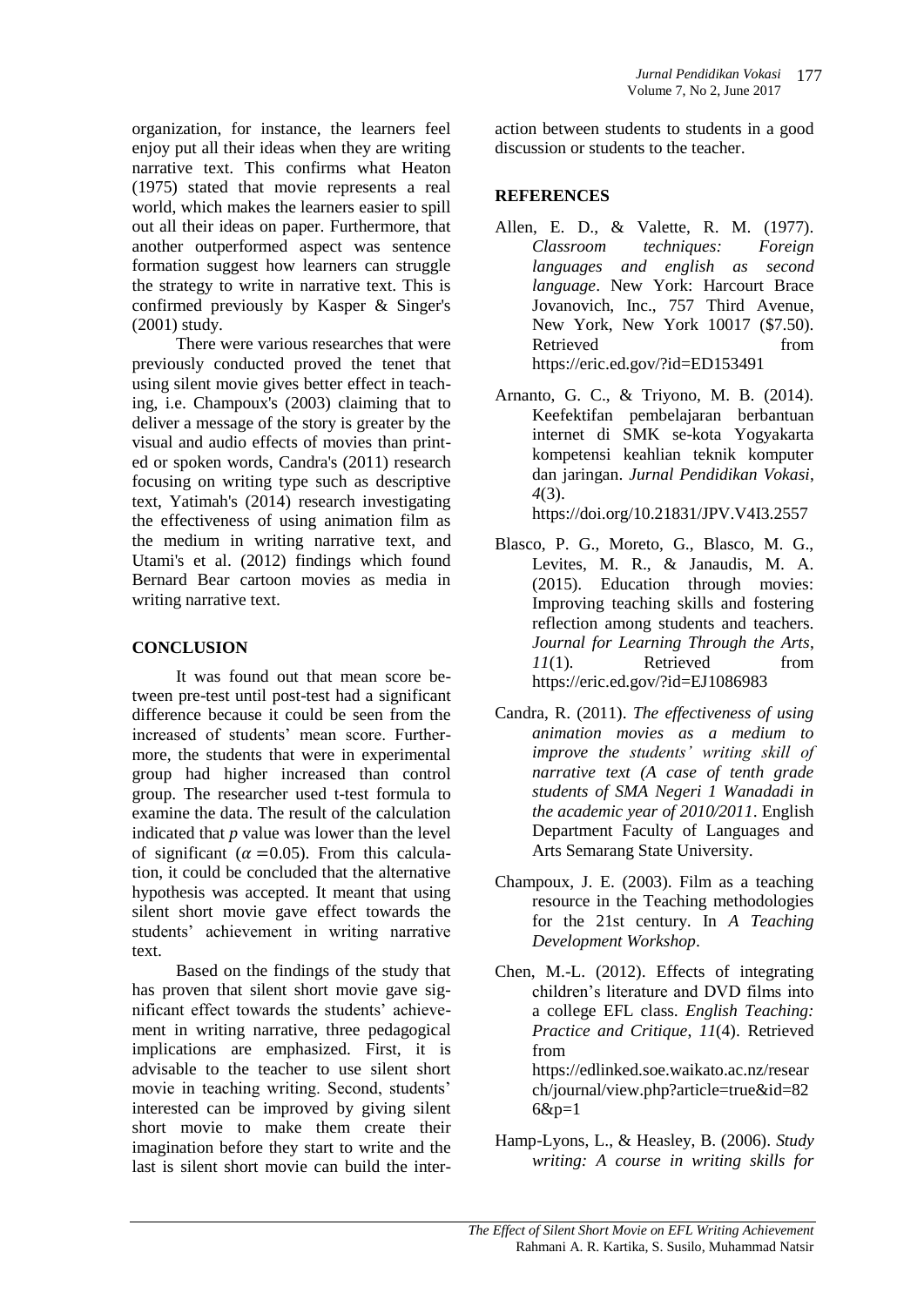organization, for instance, the learners feel enjoy put all their ideas when they are writing narrative text. This confirms what Heaton (1975) stated that movie represents a real world, which makes the learners easier to spill out all their ideas on paper. Furthermore, that another outperformed aspect was sentence formation suggest how learners can struggle the strategy to write in narrative text. This is confirmed previously by Kasper & Singer's (2001) study.

There were various researches that were previously conducted proved the tenet that using silent movie gives better effect in teaching, i.e. Champoux's (2003) claiming that to deliver a message of the story is greater by the visual and audio effects of movies than printed or spoken words, Candra's (2011) research focusing on writing type such as descriptive text, Yatimah's (2014) research investigating the effectiveness of using animation film as the medium in writing narrative text, and Utami's et al. (2012) findings which found Bernard Bear cartoon movies as media in writing narrative text.

## CONCLUSION

It was found out that mean score between pre-test until post-test had a significant difference because it could be seen from the increased of students' mean score. Furthermore, the students that were in experimental group had higher increased than control group. The researcher used t-test formula to examine the data. The result of the calculation indicated that *p* value was lower than the level of significant ($\alpha = 0.05$). From this calculation, it could be concluded that the alternative hypothesis was accepted. It meant that using silent short movie gave effect towards the students' achievement in writing narrative text.

Based on the findings of the study that has proven that silent short movie gave significant effect towards the students' achievement in writing narrative, three pedagogical implications are emphasized. First, it is advisable to the teacher to use silent short movie in teaching writing. Second, students' interested can be improved by giving silent short movie to make them create their imagination before they start to write and the last is silent short movie can build the interaction between students to students in a good discussion or students to the teacher.

## REFERENCES

Allen, E. D., & Valette, R. M. (1977). *Classroom techniques: Foreign languages and english as second language*. New York: Harcourt Brace Jovanovich, Inc., 757 Third Avenue, New York, New York 10017 ($7.50). Retrieved from https://eric.ed.gov/?id=ED153491

Arnanto, G. C., & Triyono, M. B. (2014). Keefektifan pembelajaran berbantuan internet di SMK se-kota Yogyakarta kompetensi keahlian teknik komputer dan jaringan. *Jurnal Pendidikan Vokasi*, *4*(3). https://doi.org/10.21831/JPV.V4I3.2557

Blasco, P. G., Moreto, G., Blasco, M. G., Levites, M. R., & Janaudis, M. A. (2015). Education through movies: Improving teaching skills and fostering reflection among students and teachers. *Journal for Learning Through the Arts*, *11*(1). Retrieved from https://eric.ed.gov/?id=EJ1086983

Candra, R. (2011). *The effectiveness of using animation movies as a medium to improve the students' writing skill of narrative text (A case of tenth grade students of SMA Negeri 1 Wanadadi in the academic year of 2010/2011*. English Department Faculty of Languages and Arts Semarang State University.

Champoux, J. E. (2003). Film as a teaching resource in the Teaching methodologies for the 21st century. In *A Teaching Development Workshop*.

Chen, M.-L. (2012). Effects of integrating children's literature and DVD films into a college EFL class. *English Teaching: Practice and Critique*, *11*(4). Retrieved from https://edlinked.soe.waikato.ac.nz/research/journal/view.php?article=true&id=826&p=1

Hamp-Lyons, L., & Heasley, B. (2006). *Study writing: A course in writing skills for*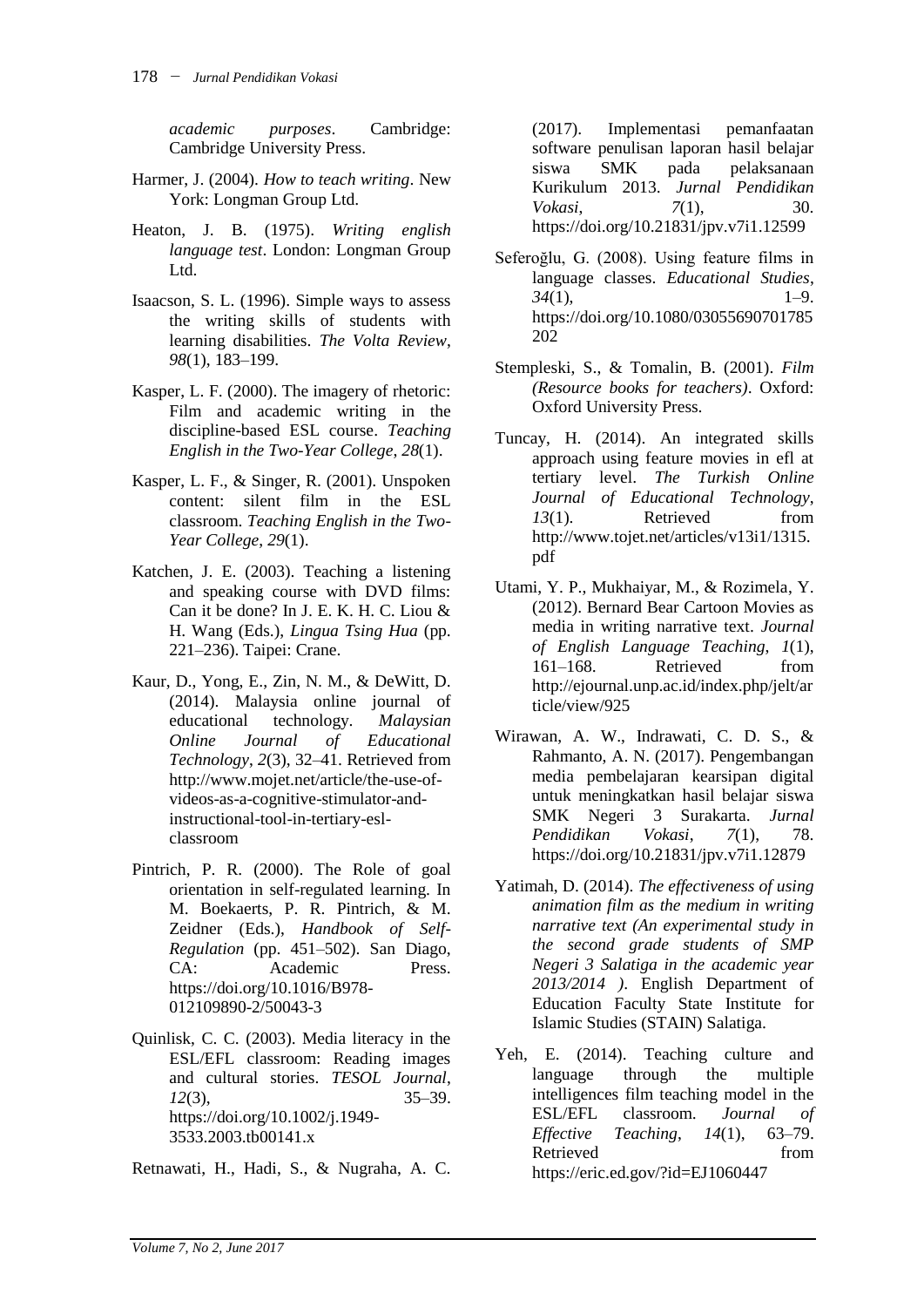*academic purposes*. Cambridge: Cambridge University Press.

Harmer, J. (2004). *How to teach writing*. New York: Longman Group Ltd.

Heaton, J. B. (1975). *Writing english language test*. London: Longman Group Ltd.

Isaacson, S. L. (1996). Simple ways to assess the writing skills of students with learning disabilities. *The Volta Review*, *98*(1), 183–199.

Kasper, L. F. (2000). The imagery of rhetoric: Film and academic writing in the discipline-based ESL course. *Teaching English in the Two-Year College*, *28*(1).

Kasper, L. F., & Singer, R. (2001). Unspoken content: silent film in the ESL classroom. *Teaching English in the Two-Year College*, *29*(1).

Katchen, J. E. (2003). Teaching a listening and speaking course with DVD films: Can it be done? In J. E. K. H. C. Liou & H. Wang (Eds.), *Lingua Tsing Hua* (pp. 221–236). Taipei: Crane.

Kaur, D., Yong, E., Zin, N. M., & DeWitt, D. (2014). Malaysia online journal of educational technology. *Malaysian Online Journal of Educational Technology*, *2*(3), 32–41. Retrieved from http://www.mojet.net/article/the-use-of-videos-as-a-cognitive-stimulator-and-instructional-tool-in-tertiary-esl-classroom

Pintrich, P. R. (2000). The Role of goal orientation in self-regulated learning. In M. Boekaerts, P. R. Pintrich, & M. Zeidner (Eds.), *Handbook of Self-Regulation* (pp. 451–502). San Diago, CA: Academic Press. https://doi.org/10.1016/B978-012109890-2/50043-3

Quinlisk, C. C. (2003). Media literacy in the ESL/EFL classroom: Reading images and cultural stories. *TESOL Journal*, *12*(3), 35–39. https://doi.org/10.1002/j.1949-3533.2003.tb00141.x

Retnawati, H., Hadi, S., & Nugraha, A. C. (2017). Implementasi pemanfaatan software penulisan laporan hasil belajar siswa SMK pada pelaksanaan Kurikulum 2013. *Jurnal Pendidikan Vokasi*, *7*(1), 30. https://doi.org/10.21831/jpv.v7i1.12599

Seferoğlu, G. (2008). Using feature films in language classes. *Educational Studies*, *34*(1), 1–9. https://doi.org/10.1080/03055690701785202

Stempleski, S., & Tomalin, B. (2001). *Film (Resource books for teachers)*. Oxford: Oxford University Press.

Tuncay, H. (2014). An integrated skills approach using feature movies in efl at tertiary level. *The Turkish Online Journal of Educational Technology*, *13*(1). Retrieved from http://www.tojet.net/articles/v13i1/1315.pdf

Utami, Y. P., Mukhaiyar, M., & Rozimela, Y. (2012). Bernard Bear Cartoon Movies as media in writing narrative text. *Journal of English Language Teaching*, *1*(1), 161–168. Retrieved from http://ejournal.unp.ac.id/index.php/jelt/article/view/925

Wirawan, A. W., Indrawati, C. D. S., & Rahmanto, A. N. (2017). Pengembangan media pembelajaran kearsipan digital untuk meningkatkan hasil belajar siswa SMK Negeri 3 Surakarta. *Jurnal Pendidikan Vokasi*, *7*(1), 78. https://doi.org/10.21831/jpv.v7i1.12879

Yatimah, D. (2014). *The effectiveness of using animation film as the medium in writing narrative text (An experimental study in the second grade students of SMP Negeri 3 Salatiga in the academic year 2013/2014 )*. English Department of Education Faculty State Institute for Islamic Studies (STAIN) Salatiga.

Yeh, E. (2014). Teaching culture and language through the multiple intelligences film teaching model in the ESL/EFL classroom. *Journal of Effective Teaching*, *14*(1), 63–79. Retrieved from https://eric.ed.gov/?id=EJ1060447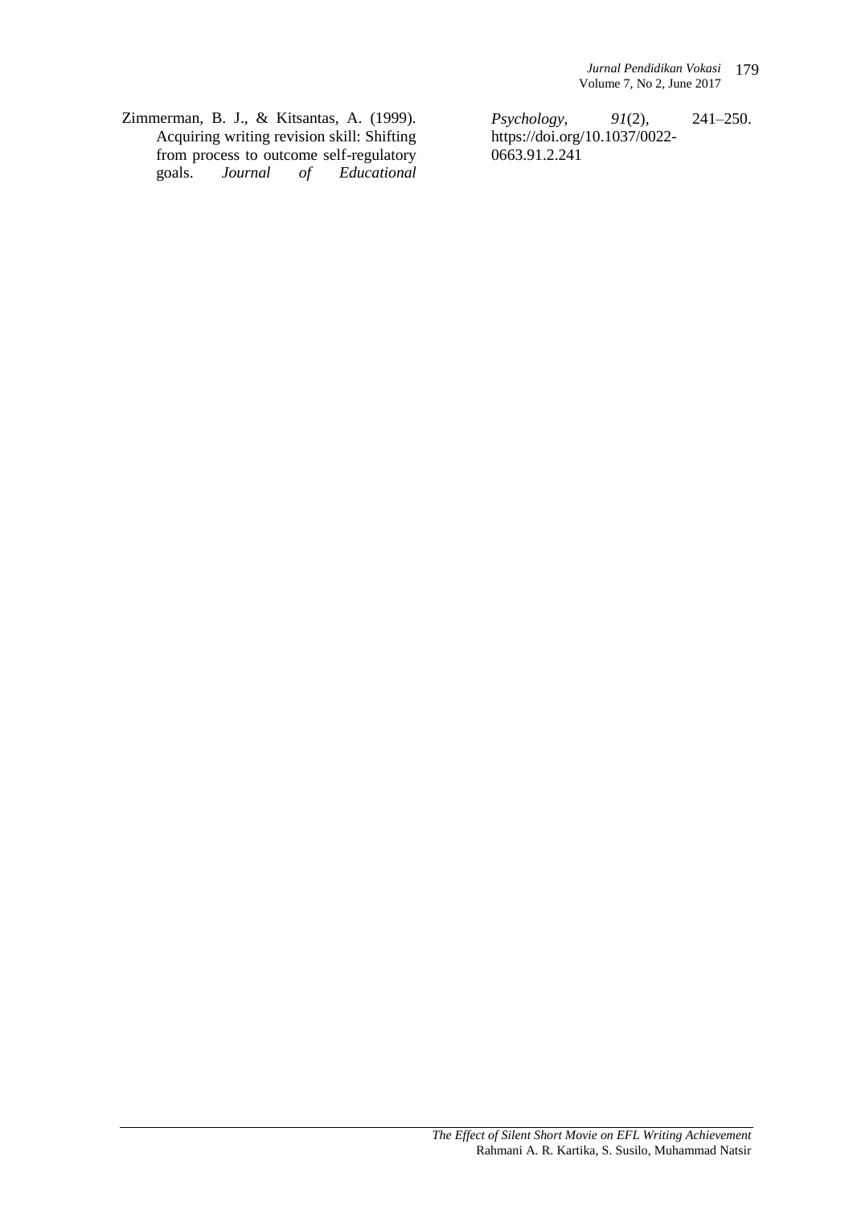Zimmerman, B. J., & Kitsantas, A. (1999). Acquiring writing revision skill: Shifting from process to outcome self-regulatory goals. *Journal of Educational Psychology*, *91*(2), 241–250. https://doi.org/10.1037/0022-0663.91.2.241